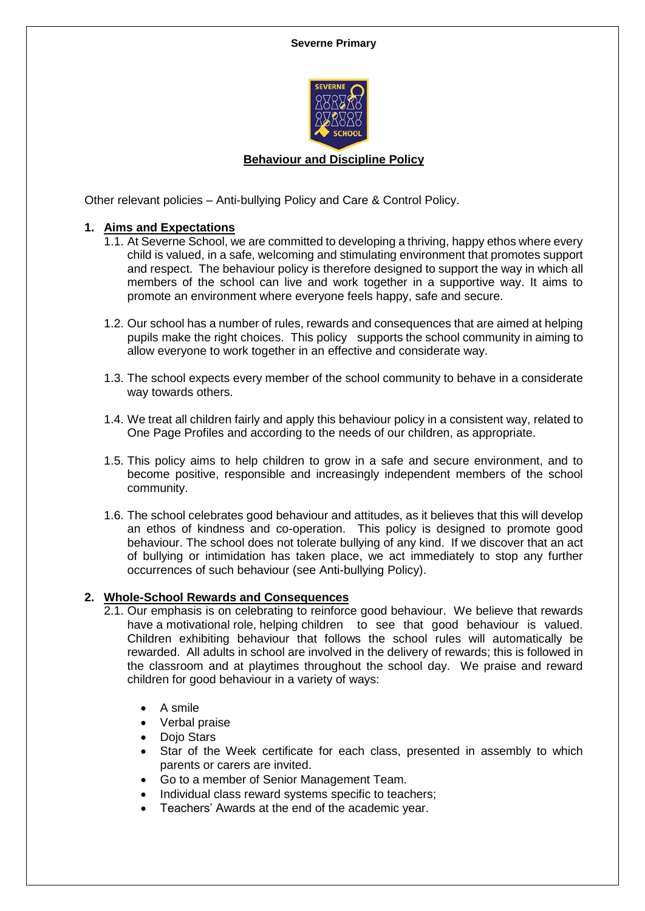**Severne Primary**

## Behaviour and Discipline Policy

Other relevant policies – Anti-bullying Policy and Care & Control Policy.

### 1. Aims and Expectations

1.1. At Severne School, we are committed to developing a thriving, happy ethos where every child is valued, in a safe, welcoming and stimulating environment that promotes support and respect. The behaviour policy is therefore designed to support the way in which all members of the school can live and work together in a supportive way. It aims to promote an environment where everyone feels happy, safe and secure.

1.2. Our school has a number of rules, rewards and consequences that are aimed at helping pupils make the right choices. This policy supports the school community in aiming to allow everyone to work together in an effective and considerate way.

1.3. The school expects every member of the school community to behave in a considerate way towards others.

1.4. We treat all children fairly and apply this behaviour policy in a consistent way, related to One Page Profiles and according to the needs of our children, as appropriate.

1.5. This policy aims to help children to grow in a safe and secure environment, and to become positive, responsible and increasingly independent members of the school community.

1.6. The school celebrates good behaviour and attitudes, as it believes that this will develop an ethos of kindness and co-operation. This policy is designed to promote good behaviour. The school does not tolerate bullying of any kind. If we discover that an act of bullying or intimidation has taken place, we act immediately to stop any further occurrences of such behaviour (see Anti-bullying Policy).

### 2. Whole-School Rewards and Consequences

2.1. Our emphasis is on celebrating to reinforce good behaviour. We believe that rewards have a motivational role, helping children to see that good behaviour is valued. Children exhibiting behaviour that follows the school rules will automatically be rewarded. All adults in school are involved in the delivery of rewards; this is followed in the classroom and at playtimes throughout the school day. We praise and reward children for good behaviour in a variety of ways:

- A smile
- Verbal praise
- Dojo Stars
- Star of the Week certificate for each class, presented in assembly to which parents or carers are invited.
- Go to a member of Senior Management Team.
- Individual class reward systems specific to teachers;
- Teachers' Awards at the end of the academic year.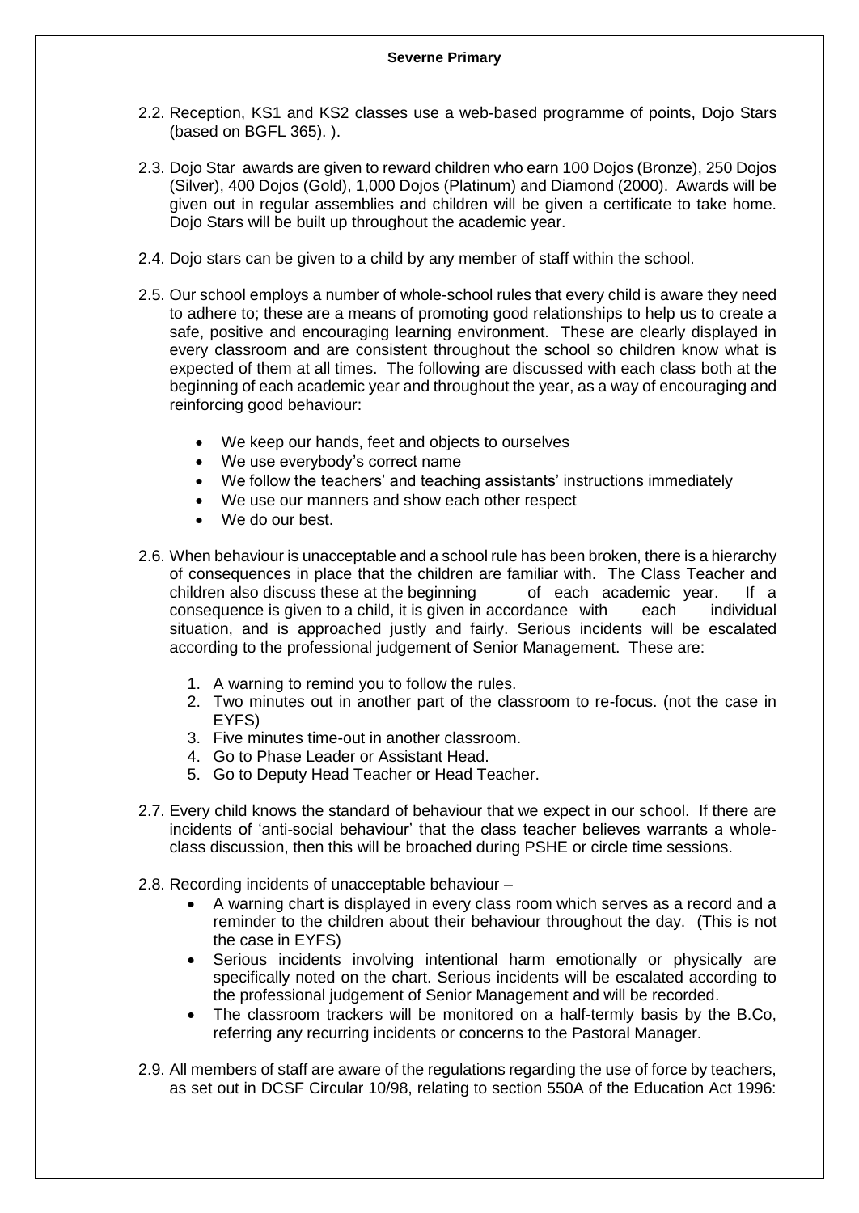2.2. Reception, KS1 and KS2 classes use a web-based programme of points, Dojo Stars (based on BGFL 365). ).

2.3. Dojo Star awards are given to reward children who earn 100 Dojos (Bronze), 250 Dojos (Silver), 400 Dojos (Gold), 1,000 Dojos (Platinum) and Diamond (2000). Awards will be given out in regular assemblies and children will be given a certificate to take home. Dojo Stars will be built up throughout the academic year.

2.4. Dojo stars can be given to a child by any member of staff within the school.

2.5. Our school employs a number of whole-school rules that every child is aware they need to adhere to; these are a means of promoting good relationships to help us to create a safe, positive and encouraging learning environment. These are clearly displayed in every classroom and are consistent throughout the school so children know what is expected of them at all times. The following are discussed with each class both at the beginning of each academic year and throughout the year, as a way of encouraging and reinforcing good behaviour:

- We keep our hands, feet and objects to ourselves
- We use everybody's correct name
- We follow the teachers' and teaching assistants' instructions immediately
- We use our manners and show each other respect
- We do our best.

2.6. When behaviour is unacceptable and a school rule has been broken, there is a hierarchy of consequences in place that the children are familiar with. The Class Teacher and children also discuss these at the beginning of each academic year. If a consequence is given to a child, it is given in accordance with each individual situation, and is approached justly and fairly. Serious incidents will be escalated according to the professional judgement of Senior Management. These are:

1. A warning to remind you to follow the rules.
2. Two minutes out in another part of the classroom to re-focus. (not the case in EYFS)
3. Five minutes time-out in another classroom.
4. Go to Phase Leader or Assistant Head.
5. Go to Deputy Head Teacher or Head Teacher.

2.7. Every child knows the standard of behaviour that we expect in our school. If there are incidents of 'anti-social behaviour' that the class teacher believes warrants a whole-class discussion, then this will be broached during PSHE or circle time sessions.

2.8. Recording incidents of unacceptable behaviour –

- A warning chart is displayed in every class room which serves as a record and a reminder to the children about their behaviour throughout the day. (This is not the case in EYFS)
- Serious incidents involving intentional harm emotionally or physically are specifically noted on the chart. Serious incidents will be escalated according to the professional judgement of Senior Management and will be recorded.
- The classroom trackers will be monitored on a half-termly basis by the B.Co, referring any recurring incidents or concerns to the Pastoral Manager.

2.9. All members of staff are aware of the regulations regarding the use of force by teachers, as set out in DCSF Circular 10/98, relating to section 550A of the Education Act 1996: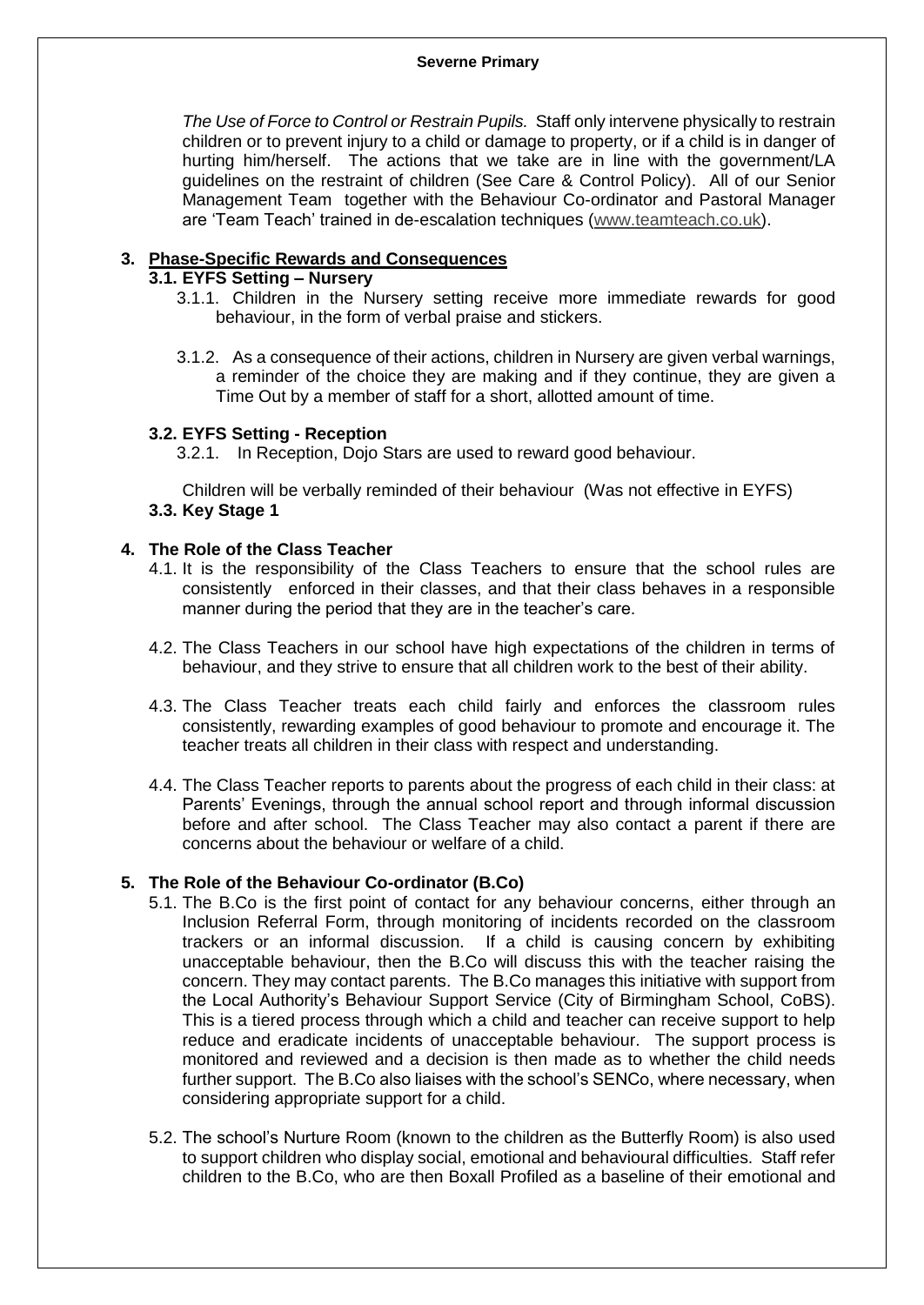*The Use of Force to Control or Restrain Pupils.* Staff only intervene physically to restrain children or to prevent injury to a child or damage to property, or if a child is in danger of hurting him/herself. The actions that we take are in line with the government/LA guidelines on the restraint of children (See Care & Control Policy). All of our Senior Management Team together with the Behaviour Co-ordinator and Pastoral Manager are 'Team Teach' trained in de-escalation techniques (www.teamteach.co.uk).

## 3. Phase-Specific Rewards and Consequences

### 3.1. EYFS Setting – Nursery

3.1.1. Children in the Nursery setting receive more immediate rewards for good behaviour, in the form of verbal praise and stickers.

3.1.2. As a consequence of their actions, children in Nursery are given verbal warnings, a reminder of the choice they are making and if they continue, they are given a Time Out by a member of staff for a short, allotted amount of time.

### 3.2. EYFS Setting - Reception

3.2.1. In Reception, Dojo Stars are used to reward good behaviour.

Children will be verbally reminded of their behaviour (Was not effective in EYFS)

### 3.3. Key Stage 1

## 4. The Role of the Class Teacher

4.1. It is the responsibility of the Class Teachers to ensure that the school rules are consistently enforced in their classes, and that their class behaves in a responsible manner during the period that they are in the teacher's care.

4.2. The Class Teachers in our school have high expectations of the children in terms of behaviour, and they strive to ensure that all children work to the best of their ability.

4.3. The Class Teacher treats each child fairly and enforces the classroom rules consistently, rewarding examples of good behaviour to promote and encourage it. The teacher treats all children in their class with respect and understanding.

4.4. The Class Teacher reports to parents about the progress of each child in their class: at Parents' Evenings, through the annual school report and through informal discussion before and after school. The Class Teacher may also contact a parent if there are concerns about the behaviour or welfare of a child.

## 5. The Role of the Behaviour Co-ordinator (B.Co)

5.1. The B.Co is the first point of contact for any behaviour concerns, either through an Inclusion Referral Form, through monitoring of incidents recorded on the classroom trackers or an informal discussion. If a child is causing concern by exhibiting unacceptable behaviour, then the B.Co will discuss this with the teacher raising the concern. They may contact parents. The B.Co manages this initiative with support from the Local Authority's Behaviour Support Service (City of Birmingham School, CoBS). This is a tiered process through which a child and teacher can receive support to help reduce and eradicate incidents of unacceptable behaviour. The support process is monitored and reviewed and a decision is then made as to whether the child needs further support. The B.Co also liaises with the school's SENCo, where necessary, when considering appropriate support for a child.

5.2. The school's Nurture Room (known to the children as the Butterfly Room) is also used to support children who display social, emotional and behavioural difficulties. Staff refer children to the B.Co, who are then Boxall Profiled as a baseline of their emotional and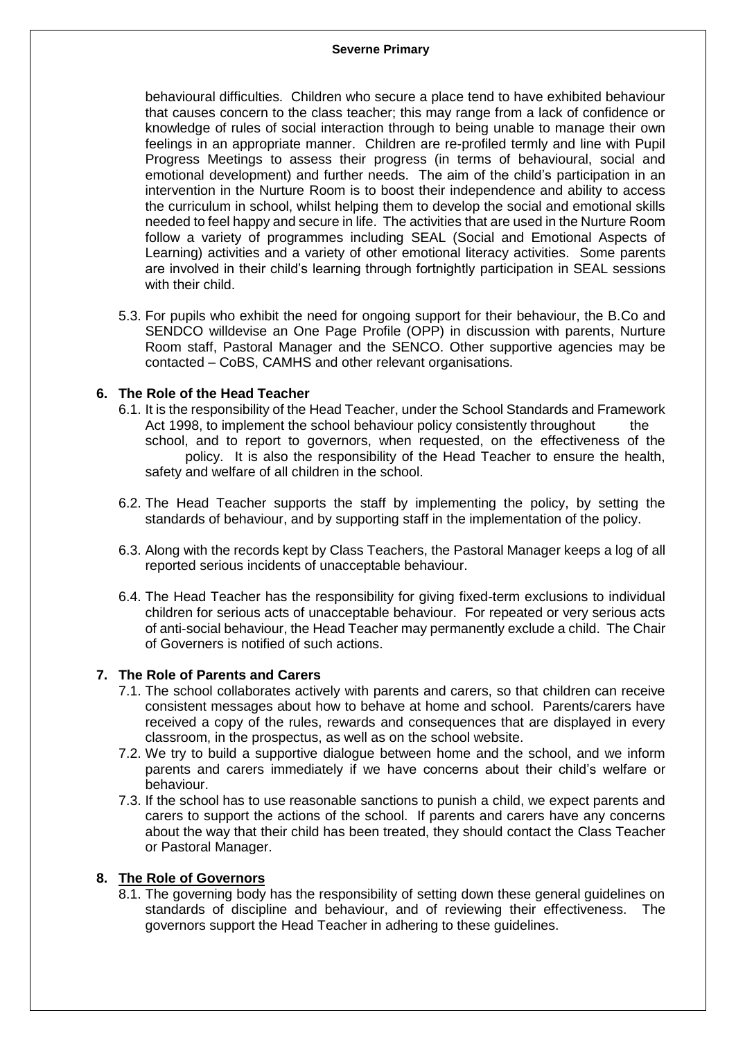behavioural difficulties. Children who secure a place tend to have exhibited behaviour that causes concern to the class teacher; this may range from a lack of confidence or knowledge of rules of social interaction through to being unable to manage their own feelings in an appropriate manner. Children are re-profiled termly and line with Pupil Progress Meetings to assess their progress (in terms of behavioural, social and emotional development) and further needs. The aim of the child's participation in an intervention in the Nurture Room is to boost their independence and ability to access the curriculum in school, whilst helping them to develop the social and emotional skills needed to feel happy and secure in life. The activities that are used in the Nurture Room follow a variety of programmes including SEAL (Social and Emotional Aspects of Learning) activities and a variety of other emotional literacy activities. Some parents are involved in their child's learning through fortnightly participation in SEAL sessions with their child.

5.3. For pupils who exhibit the need for ongoing support for their behaviour, the B.Co and SENDCO willdevise an One Page Profile (OPP) in discussion with parents, Nurture Room staff, Pastoral Manager and the SENCO. Other supportive agencies may be contacted – CoBS, CAMHS and other relevant organisations.

## 6. The Role of the Head Teacher

6.1. It is the responsibility of the Head Teacher, under the School Standards and Framework Act 1998, to implement the school behaviour policy consistently throughout the school, and to report to governors, when requested, on the effectiveness of the policy. It is also the responsibility of the Head Teacher to ensure the health, safety and welfare of all children in the school.

6.2. The Head Teacher supports the staff by implementing the policy, by setting the standards of behaviour, and by supporting staff in the implementation of the policy.

6.3. Along with the records kept by Class Teachers, the Pastoral Manager keeps a log of all reported serious incidents of unacceptable behaviour.

6.4. The Head Teacher has the responsibility for giving fixed-term exclusions to individual children for serious acts of unacceptable behaviour. For repeated or very serious acts of anti-social behaviour, the Head Teacher may permanently exclude a child. The Chair of Governers is notified of such actions.

## 7. The Role of Parents and Carers

7.1. The school collaborates actively with parents and carers, so that children can receive consistent messages about how to behave at home and school. Parents/carers have received a copy of the rules, rewards and consequences that are displayed in every classroom, in the prospectus, as well as on the school website.

7.2. We try to build a supportive dialogue between home and the school, and we inform parents and carers immediately if we have concerns about their child's welfare or behaviour.

7.3. If the school has to use reasonable sanctions to punish a child, we expect parents and carers to support the actions of the school. If parents and carers have any concerns about the way that their child has been treated, they should contact the Class Teacher or Pastoral Manager.

## 8. The Role of Governors

8.1. The governing body has the responsibility of setting down these general guidelines on standards of discipline and behaviour, and of reviewing their effectiveness. The governors support the Head Teacher in adhering to these guidelines.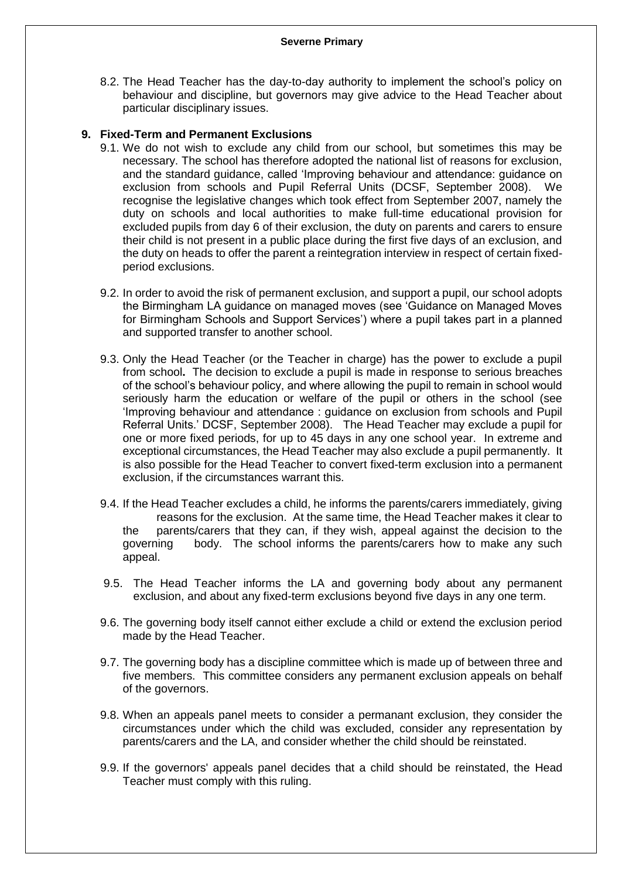8.2. The Head Teacher has the day-to-day authority to implement the school's policy on behaviour and discipline, but governors may give advice to the Head Teacher about particular disciplinary issues.

## 9. Fixed-Term and Permanent Exclusions

9.1. We do not wish to exclude any child from our school, but sometimes this may be necessary. The school has therefore adopted the national list of reasons for exclusion, and the standard guidance, called 'Improving behaviour and attendance: guidance on exclusion from schools and Pupil Referral Units (DCSF, September 2008). We recognise the legislative changes which took effect from September 2007, namely the duty on schools and local authorities to make full-time educational provision for excluded pupils from day 6 of their exclusion, the duty on parents and carers to ensure their child is not present in a public place during the first five days of an exclusion, and the duty on heads to offer the parent a reintegration interview in respect of certain fixed-period exclusions.

9.2. In order to avoid the risk of permanent exclusion, and support a pupil, our school adopts the Birmingham LA guidance on managed moves (see 'Guidance on Managed Moves for Birmingham Schools and Support Services') where a pupil takes part in a planned and supported transfer to another school.

9.3. Only the Head Teacher (or the Teacher in charge) has the power to exclude a pupil from school**.** The decision to exclude a pupil is made in response to serious breaches of the school's behaviour policy, and where allowing the pupil to remain in school would seriously harm the education or welfare of the pupil or others in the school (see 'Improving behaviour and attendance : guidance on exclusion from schools and Pupil Referral Units.' DCSF, September 2008). The Head Teacher may exclude a pupil for one or more fixed periods, for up to 45 days in any one school year. In extreme and exceptional circumstances, the Head Teacher may also exclude a pupil permanently. It is also possible for the Head Teacher to convert fixed-term exclusion into a permanent exclusion, if the circumstances warrant this.

9.4. If the Head Teacher excludes a child, he informs the parents/carers immediately, giving reasons for the exclusion. At the same time, the Head Teacher makes it clear to the parents/carers that they can, if they wish, appeal against the decision to the governing body. The school informs the parents/carers how to make any such appeal.

9.5. The Head Teacher informs the LA and governing body about any permanent exclusion, and about any fixed-term exclusions beyond five days in any one term.

9.6. The governing body itself cannot either exclude a child or extend the exclusion period made by the Head Teacher.

9.7. The governing body has a discipline committee which is made up of between three and five members. This committee considers any permanent exclusion appeals on behalf of the governors.

9.8. When an appeals panel meets to consider a permanant exclusion, they consider the circumstances under which the child was excluded, consider any representation by parents/carers and the LA, and consider whether the child should be reinstated.

9.9. If the governors' appeals panel decides that a child should be reinstated, the Head Teacher must comply with this ruling.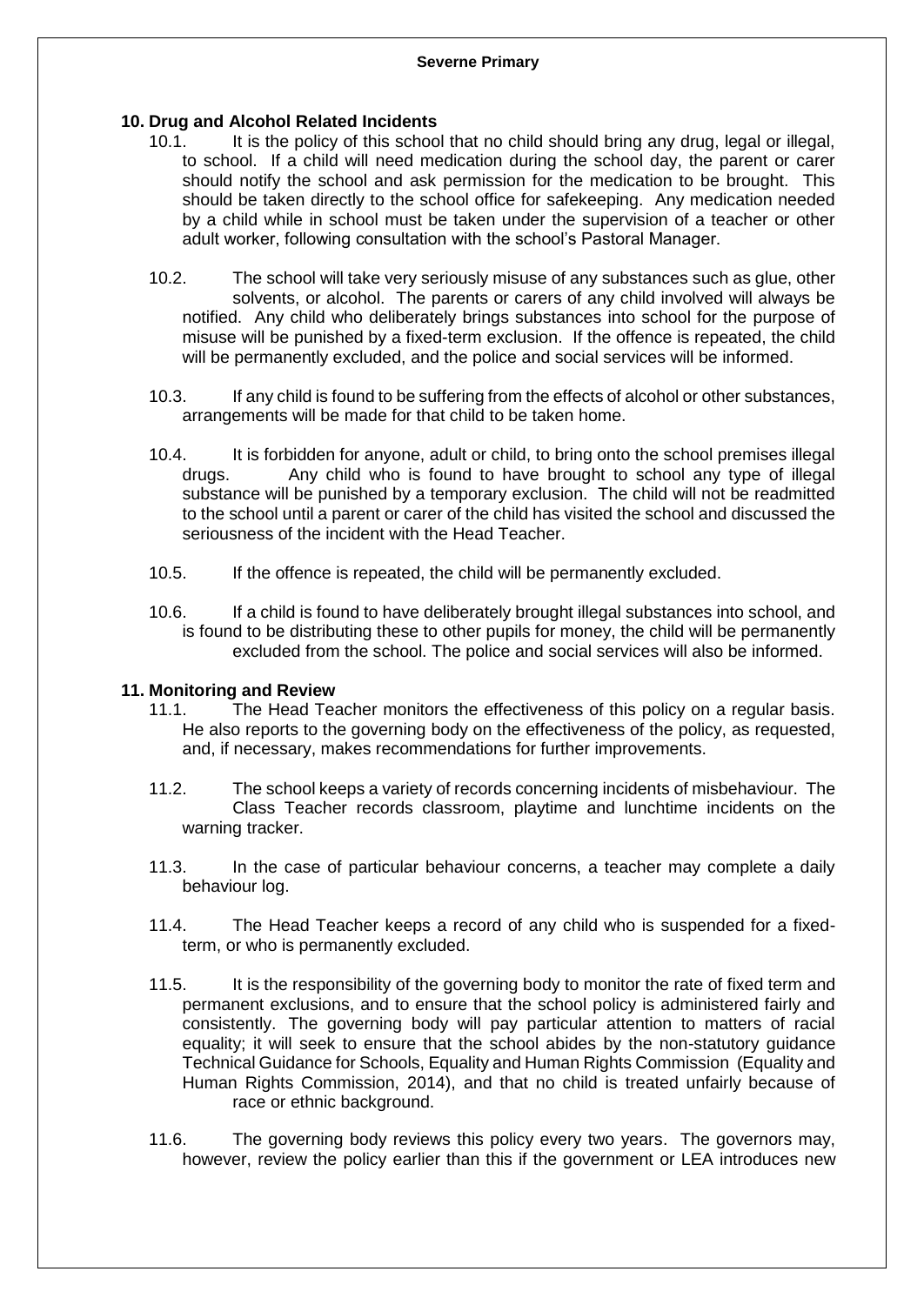## 10. Drug and Alcohol Related Incidents

10.1. It is the policy of this school that no child should bring any drug, legal or illegal, to school. If a child will need medication during the school day, the parent or carer should notify the school and ask permission for the medication to be brought. This should be taken directly to the school office for safekeeping. Any medication needed by a child while in school must be taken under the supervision of a teacher or other adult worker, following consultation with the school's Pastoral Manager.

10.2. The school will take very seriously misuse of any substances such as glue, other solvents, or alcohol. The parents or carers of any child involved will always be notified. Any child who deliberately brings substances into school for the purpose of misuse will be punished by a fixed-term exclusion. If the offence is repeated, the child will be permanently excluded, and the police and social services will be informed.

10.3. If any child is found to be suffering from the effects of alcohol or other substances, arrangements will be made for that child to be taken home.

10.4. It is forbidden for anyone, adult or child, to bring onto the school premises illegal drugs. Any child who is found to have brought to school any type of illegal substance will be punished by a temporary exclusion. The child will not be readmitted to the school until a parent or carer of the child has visited the school and discussed the seriousness of the incident with the Head Teacher.

10.5. If the offence is repeated, the child will be permanently excluded.

10.6. If a child is found to have deliberately brought illegal substances into school, and is found to be distributing these to other pupils for money, the child will be permanently excluded from the school. The police and social services will also be informed.

## 11. Monitoring and Review

11.1. The Head Teacher monitors the effectiveness of this policy on a regular basis. He also reports to the governing body on the effectiveness of the policy, as requested, and, if necessary, makes recommendations for further improvements.

11.2. The school keeps a variety of records concerning incidents of misbehaviour. The Class Teacher records classroom, playtime and lunchtime incidents on the warning tracker.

11.3. In the case of particular behaviour concerns, a teacher may complete a daily behaviour log.

11.4. The Head Teacher keeps a record of any child who is suspended for a fixed-term, or who is permanently excluded.

11.5. It is the responsibility of the governing body to monitor the rate of fixed term and permanent exclusions, and to ensure that the school policy is administered fairly and consistently. The governing body will pay particular attention to matters of racial equality; it will seek to ensure that the school abides by the non-statutory guidance Technical Guidance for Schools, Equality and Human Rights Commission (Equality and Human Rights Commission, 2014), and that no child is treated unfairly because of race or ethnic background.

11.6. The governing body reviews this policy every two years. The governors may, however, review the policy earlier than this if the government or LEA introduces new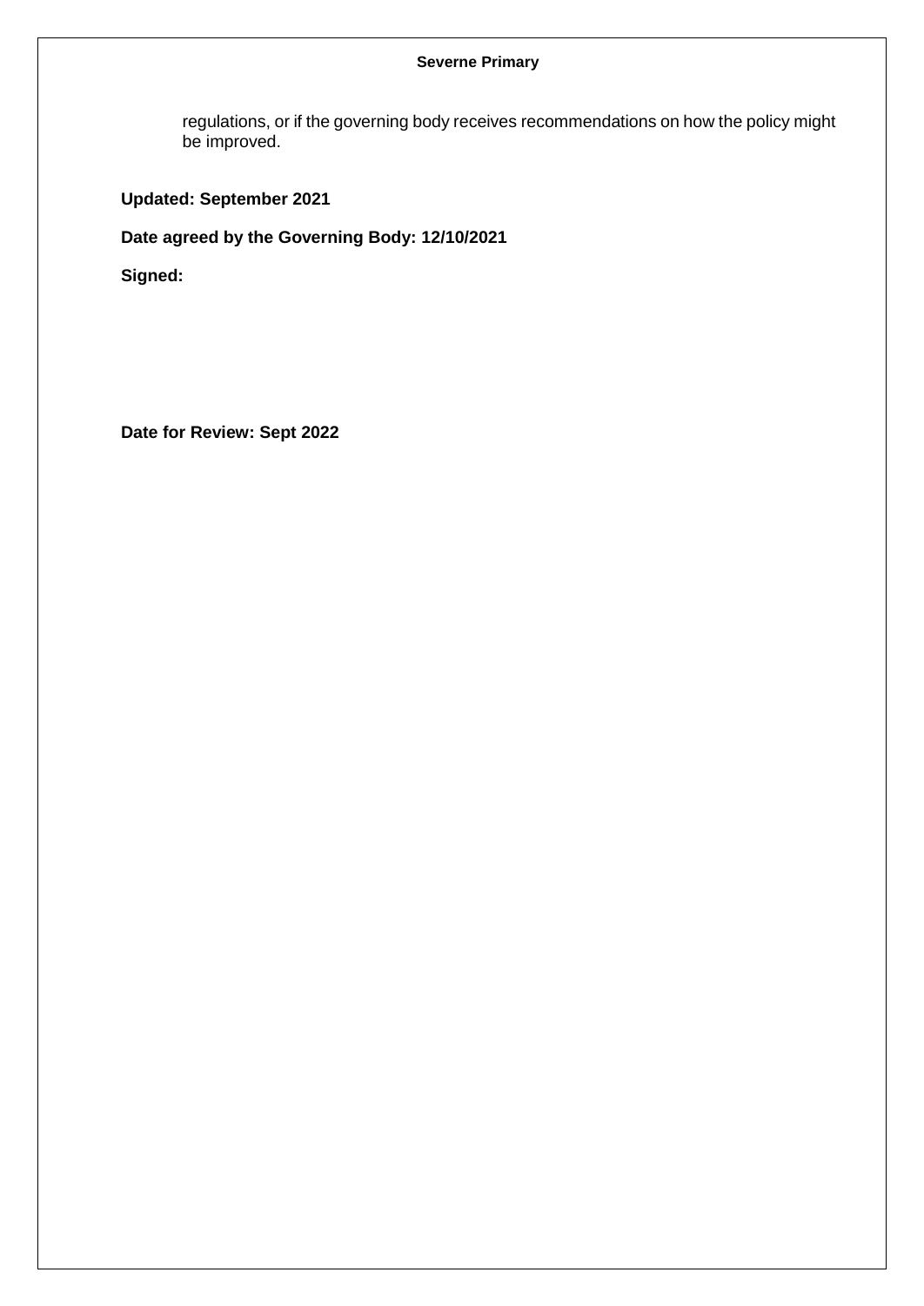regulations, or if the governing body receives recommendations on how the policy might be improved.

**Updated: September 2021**

**Date agreed by the Governing Body: 12/10/2021**

**Signed:**

**Date for Review: Sept 2022**